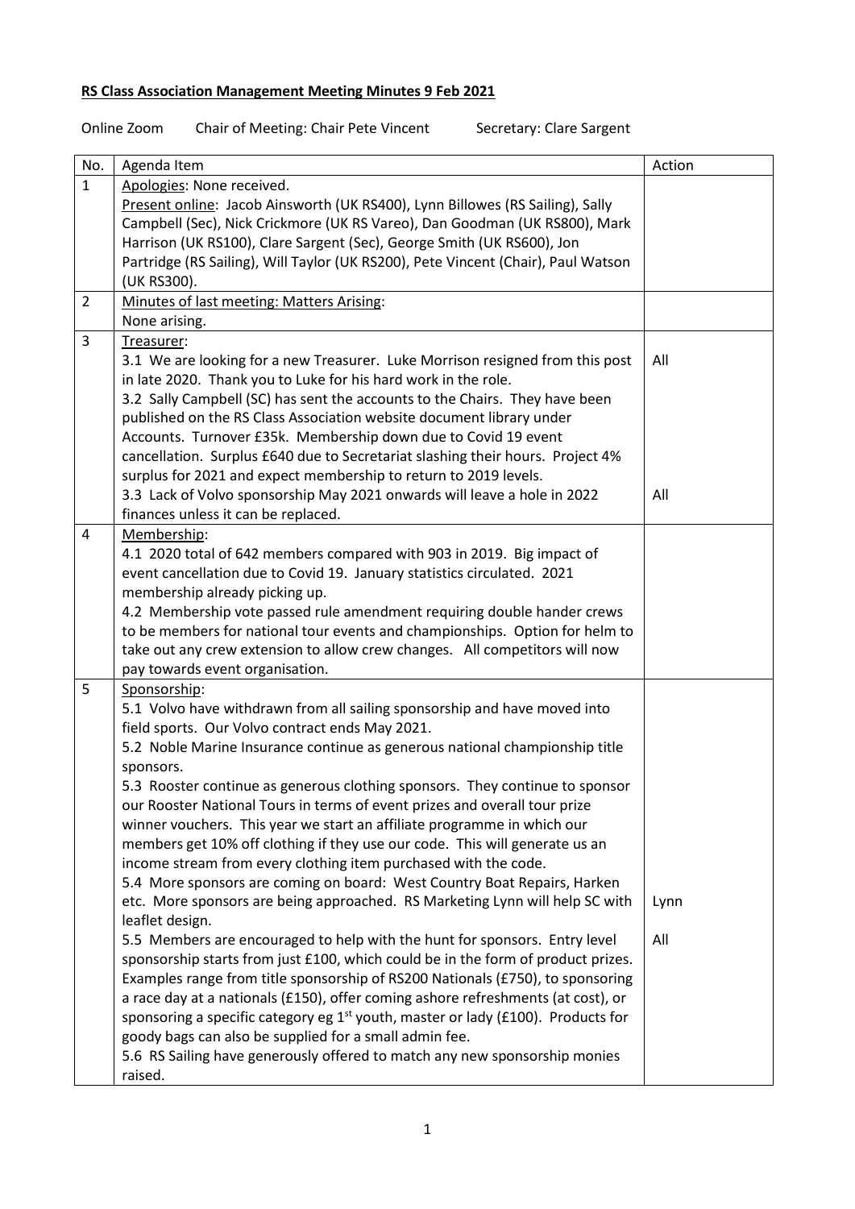**RS Class Association Management Meeting Minutes 9 Feb 2021**

Online Zoom Chair of Meeting: Chair Pete Vincent Secretary: Clare Sargent

| No. | Agenda Item | Action |
|---|---|---|
| 1 | Apologies: None received.<br>Present online: Jacob Ainsworth (UK RS400), Lynn Billowes (RS Sailing), Sally Campbell (Sec), Nick Crickmore (UK RS Vareo), Dan Goodman (UK RS800), Mark Harrison (UK RS100), Clare Sargent (Sec), George Smith (UK RS600), Jon Partridge (RS Sailing), Will Taylor (UK RS200), Pete Vincent (Chair), Paul Watson (UK RS300). | |
| 2 | Minutes of last meeting: Matters Arising:<br>None arising. | |
| 3 | Treasurer:<br>3.1 We are looking for a new Treasurer. Luke Morrison resigned from this post in late 2020. Thank you to Luke for his hard work in the role.<br>3.2 Sally Campbell (SC) has sent the accounts to the Chairs. They have been published on the RS Class Association website document library under Accounts. Turnover £35k. Membership down due to Covid 19 event cancellation. Surplus £640 due to Secretariat slashing their hours. Project 4% surplus for 2021 and expect membership to return to 2019 levels.<br>3.3 Lack of Volvo sponsorship May 2021 onwards will leave a hole in 2022 finances unless it can be replaced. | All<br><br><br><br><br><br>All |
| 4 | Membership:<br>4.1 2020 total of 642 members compared with 903 in 2019. Big impact of event cancellation due to Covid 19. January statistics circulated. 2021 membership already picking up.<br>4.2 Membership vote passed rule amendment requiring double hander crews to be members for national tour events and championships. Option for helm to take out any crew extension to allow crew changes. All competitors will now pay towards event organisation. | |
| 5 | Sponsorship:<br>5.1 Volvo have withdrawn from all sailing sponsorship and have moved into field sports. Our Volvo contract ends May 2021.<br>5.2 Noble Marine Insurance continue as generous national championship title sponsors.<br>5.3 Rooster continue as generous clothing sponsors. They continue to sponsor our Rooster National Tours in terms of event prizes and overall tour prize winner vouchers. This year we start an affiliate programme in which our members get 10% off clothing if they use our code. This will generate us an income stream from every clothing item purchased with the code.<br>5.4 More sponsors are coming on board: West Country Boat Repairs, Harken etc. More sponsors are being approached. RS Marketing Lynn will help SC with leaflet design.<br>5.5 Members are encouraged to help with the hunt for sponsors. Entry level sponsorship starts from just £100, which could be in the form of product prizes. Examples range from title sponsorship of RS200 Nationals (£750), to sponsoring a race day at a nationals (£150), offer coming ashore refreshments (at cost), or sponsoring a specific category eg 1st youth, master or lady (£100). Products for goody bags can also be supplied for a small admin fee.<br>5.6 RS Sailing have generously offered to match any new sponsorship monies raised. | <br><br><br><br><br><br><br><br><br><br><br>Lynn<br><br>All |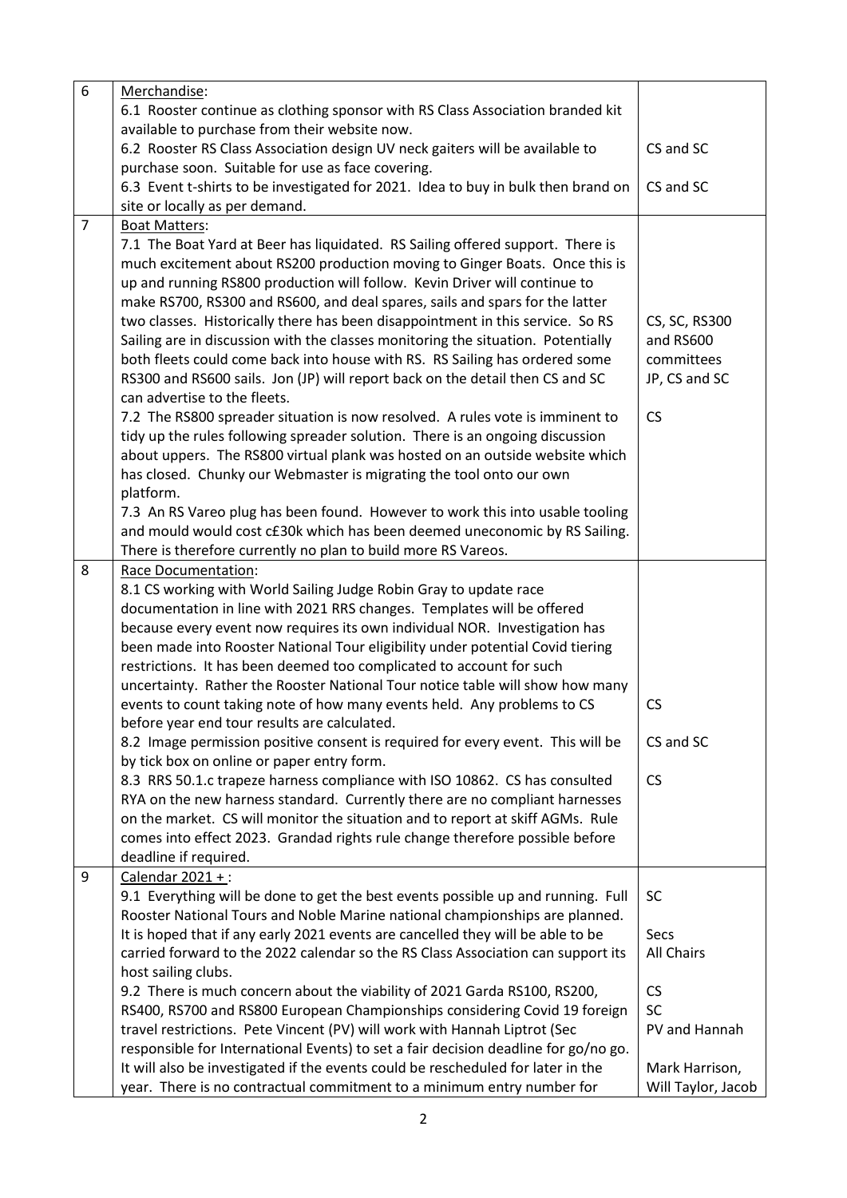| 6 | Merchandise:<br>6.1 Rooster continue as clothing sponsor with RS Class Association branded kit available to purchase from their website now.<br>6.2 Rooster RS Class Association design UV neck gaiters will be available to purchase soon. Suitable for use as face covering.<br>6.3 Event t-shirts to be investigated for 2021. Idea to buy in bulk then brand on site or locally as per demand. | <br><br><br>CS and SC<br><br>CS and SC |
|---|---|---|
| 7 | Boat Matters:<br>7.1 The Boat Yard at Beer has liquidated. RS Sailing offered support. There is much excitement about RS200 production moving to Ginger Boats. Once this is up and running RS800 production will follow. Kevin Driver will continue to make RS700, RS300 and RS600, and deal spares, sails and spars for the latter two classes. Historically there has been disappointment in this service. So RS Sailing are in discussion with the classes monitoring the situation. Potentially both fleets could come back into house with RS. RS Sailing has ordered some RS300 and RS600 sails. Jon (JP) will report back on the detail then CS and SC can advertise to the fleets.<br>7.2 The RS800 spreader situation is now resolved. A rules vote is imminent to tidy up the rules following spreader solution. There is an ongoing discussion about uppers. The RS800 virtual plank was hosted on an outside website which has closed. Chunky our Webmaster is migrating the tool onto our own platform.<br>7.3 An RS Vareo plug has been found. However to work this into usable tooling and mould would cost c£30k which has been deemed uneconomic by RS Sailing. There is therefore currently no plan to build more RS Vareos. | <br><br><br><br><br>CS, SC, RS300 and RS600 committees<br>JP, CS and SC<br><br>CS |
| 8 | Race Documentation:<br>8.1 CS working with World Sailing Judge Robin Gray to update race documentation in line with 2021 RRS changes. Templates will be offered because every event now requires its own individual NOR. Investigation has been made into Rooster National Tour eligibility under potential Covid tiering restrictions. It has been deemed too complicated to account for such uncertainty. Rather the Rooster National Tour notice table will show how many events to count taking note of how many events held. Any problems to CS before year end tour results are calculated.<br>8.2 Image permission positive consent is required for every event. This will be by tick box on online or paper entry form.<br>8.3 RRS 50.1.c trapeze harness compliance with ISO 10862. CS has consulted RYA on the new harness standard. Currently there are no compliant harnesses on the market. CS will monitor the situation and to report at skiff AGMs. Rule comes into effect 2023. Grandad rights rule change therefore possible before deadline if required. | <br><br><br><br><br><br><br>CS<br><br>CS and SC<br><br>CS |
| 9 | Calendar 2021 + :<br>9.1 Everything will be done to get the best events possible up and running. Full Rooster National Tours and Noble Marine national championships are planned. It is hoped that if any early 2021 events are cancelled they will be able to be carried forward to the 2022 calendar so the RS Class Association can support its host sailing clubs.<br>9.2 There is much concern about the viability of 2021 Garda RS100, RS200, RS400, RS700 and RS800 European Championships considering Covid 19 foreign travel restrictions. Pete Vincent (PV) will work with Hannah Liptrot (Sec responsible for International Events) to set a fair decision deadline for go/no go. It will also be investigated if the events could be rescheduled for later in the year. There is no contractual commitment to a minimum entry number for | SC<br><br>Secs<br>All Chairs<br><br>CS<br>SC<br>PV and Hannah<br><br>Mark Harrison, Will Taylor, Jacob |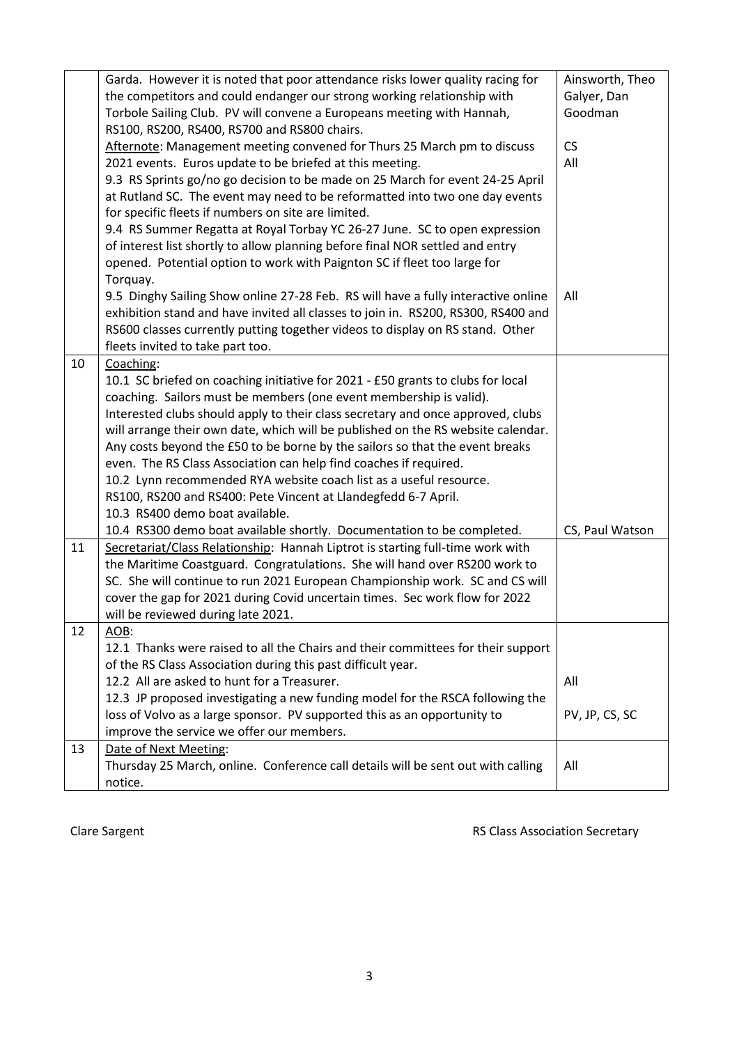| | | |
|---|---|---|
| | Garda. However it is noted that poor attendance risks lower quality racing for the competitors and could endanger our strong working relationship with Torbole Sailing Club. PV will convene a Europeans meeting with Hannah, RS100, RS200, RS400, RS700 and RS800 chairs.<br>Afternote: Management meeting convened for Thurs 25 March pm to discuss 2021 events. Euros update to be briefed at this meeting.<br>9.3 RS Sprints go/no go decision to be made on 25 March for event 24-25 April at Rutland SC. The event may need to be reformatted into two one day events for specific fleets if numbers on site are limited.<br>9.4 RS Summer Regatta at Royal Torbay YC 26-27 June. SC to open expression of interest list shortly to allow planning before final NOR settled and entry opened. Potential option to work with Paignton SC if fleet too large for Torquay.<br>9.5 Dinghy Sailing Show online 27-28 Feb. RS will have a fully interactive online exhibition stand and have invited all classes to join in. RS200, RS300, RS400 and RS600 classes currently putting together videos to display on RS stand. Other fleets invited to take part too. | Ainsworth, Theo Galyer, Dan Goodman<br><br>CS<br>All<br><br><br><br><br><br><br><br>All |
| 10 | Coaching:<br>10.1 SC briefed on coaching initiative for 2021 - £50 grants to clubs for local coaching. Sailors must be members (one event membership is valid). Interested clubs should apply to their class secretary and once approved, clubs will arrange their own date, which will be published on the RS website calendar. Any costs beyond the £50 to be borne by the sailors so that the event breaks even. The RS Class Association can help find coaches if required.<br>10.2 Lynn recommended RYA website coach list as a useful resource.<br>RS100, RS200 and RS400: Pete Vincent at Llandegfedd 6-7 April.<br>10.3 RS400 demo boat available.<br>10.4 RS300 demo boat available shortly. Documentation to be completed. | <br><br><br><br><br><br><br><br><br><br><br>CS, Paul Watson |
| 11 | Secretariat/Class Relationship: Hannah Liptrot is starting full-time work with the Maritime Coastguard. Congratulations. She will hand over RS200 work to SC. She will continue to run 2021 European Championship work. SC and CS will cover the gap for 2021 during Covid uncertain times. Sec work flow for 2022 will be reviewed during late 2021. | |
| 12 | AOB:<br>12.1 Thanks were raised to all the Chairs and their committees for their support of the RS Class Association during this past difficult year.<br>12.2 All are asked to hunt for a Treasurer.<br>12.3 JP proposed investigating a new funding model for the RSCA following the loss of Volvo as a large sponsor. PV supported this as an opportunity to improve the service we offer our members. | <br><br><br>All<br><br>PV, JP, CS, SC |
| 13 | Date of Next Meeting:<br>Thursday 25 March, online. Conference call details will be sent out with calling notice. | All |

Clare Sargent

RS Class Association Secretary